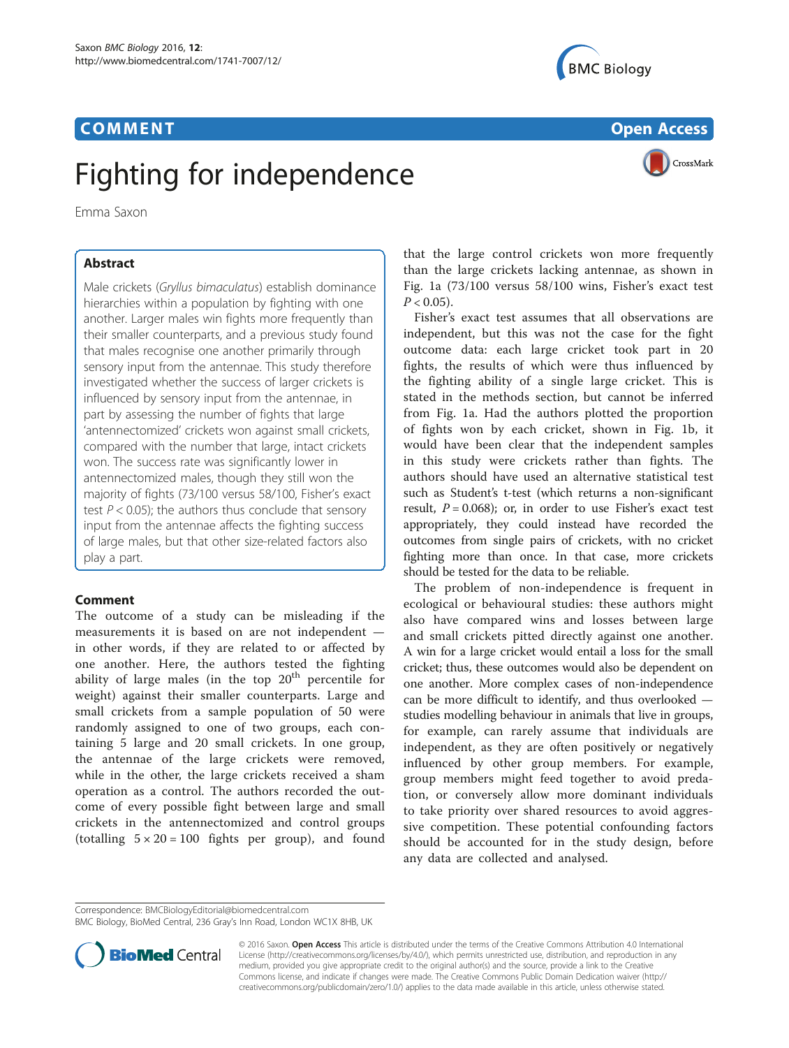**COMMENT** **Open Access**

# Fighting for independence

Emma Saxon

## Abstract

Male crickets (*Gryllus bimaculatus*) establish dominance hierarchies within a population by fighting with one another. Larger males win fights more frequently than their smaller counterparts, and a previous study found that males recognise one another primarily through sensory input from the antennae. This study therefore investigated whether the success of larger crickets is influenced by sensory input from the antennae, in part by assessing the number of fights that large 'antennectomized' crickets won against small crickets, compared with the number that large, intact crickets won. The success rate was significantly lower in antennectomized males, though they still won the majority of fights (73/100 versus 58/100, Fisher's exact test $P < 0.05$); the authors thus conclude that sensory input from the antennae affects the fighting success of large males, but that other size-related factors also play a part.

## Comment

The outcome of a study can be misleading if the measurements it is based on are not independent — in other words, if they are related to or affected by one another. Here, the authors tested the fighting ability of large males (in the top 20th percentile for weight) against their smaller counterparts. Large and small crickets from a sample population of 50 were randomly assigned to one of two groups, each containing 5 large and 20 small crickets. In one group, the antennae of the large crickets were removed, while in the other, the large crickets received a sham operation as a control. The authors recorded the outcome of every possible fight between large and small crickets in the antennectomized and control groups (totalling $5 \times 20 = 100$ fights per group), and found that the large control crickets won more frequently than the large crickets lacking antennae, as shown in Fig. 1a (73/100 versus 58/100 wins, Fisher's exact test $P < 0.05$).

Fisher's exact test assumes that all observations are independent, but this was not the case for the fight outcome data: each large cricket took part in 20 fights, the results of which were thus influenced by the fighting ability of a single large cricket. This is stated in the methods section, but cannot be inferred from Fig. 1a. Had the authors plotted the proportion of fights won by each cricket, shown in Fig. 1b, it would have been clear that the independent samples in this study were crickets rather than fights. The authors should have used an alternative statistical test such as Student's t-test (which returns a non-significant result, $P = 0.068$); or, in order to use Fisher's exact test appropriately, they could instead have recorded the outcomes from single pairs of crickets, with no cricket fighting more than once. In that case, more crickets should be tested for the data to be reliable.

The problem of non-independence is frequent in ecological or behavioural studies: these authors might also have compared wins and losses between large and small crickets pitted directly against one another. A win for a large cricket would entail a loss for the small cricket; thus, these outcomes would also be dependent on one another. More complex cases of non-independence can be more difficult to identify, and thus overlooked — studies modelling behaviour in animals that live in groups, for example, can rarely assume that individuals are independent, as they are often positively or negatively influenced by other group members. For example, group members might feed together to avoid predation, or conversely allow more dominant individuals to take priority over shared resources to avoid aggressive competition. These potential confounding factors should be accounted for in the study design, before any data are collected and analysed.

Correspondence: BMCBiologyEditorial@biomedcentral.com
BMC Biology, BioMed Central, 236 Gray's Inn Road, London WC1X 8HB, UK

© 2016 Saxon. **Open Access** This article is distributed under the terms of the Creative Commons Attribution 4.0 International License (http://creativecommons.org/licenses/by/4.0/), which permits unrestricted use, distribution, and reproduction in any medium, provided you give appropriate credit to the original author(s) and the source, provide a link to the Creative Commons license, and indicate if changes were made. The Creative Commons Public Domain Dedication waiver (http://creativecommons.org/publicdomain/zero/1.0/) applies to the data made available in this article, unless otherwise stated.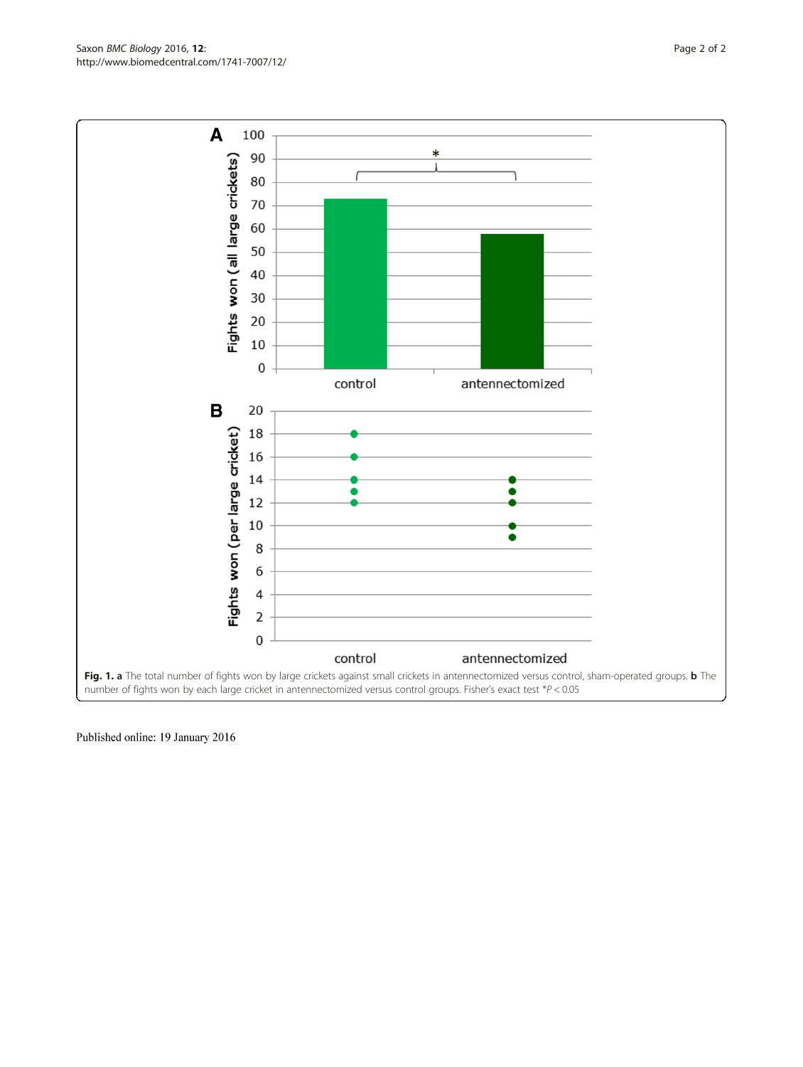A

100

90

80

70

60

50

40

30

20

10

0

Fights won (all large crickets)

*

control

antennectomized

B

20

18

16

14

12

10

8

6

4

2

0

Fights won (per large cricket)

control

antennectomized

**Fig. 1. a** The total number of fights won by large crickets against small crickets in antennectomized versus control, sham-operated groups. **b** The number of fights won by each large cricket in antennectomized versus control groups. Fisher's exact test $*P < 0.05$

Published online: 19 January 2016